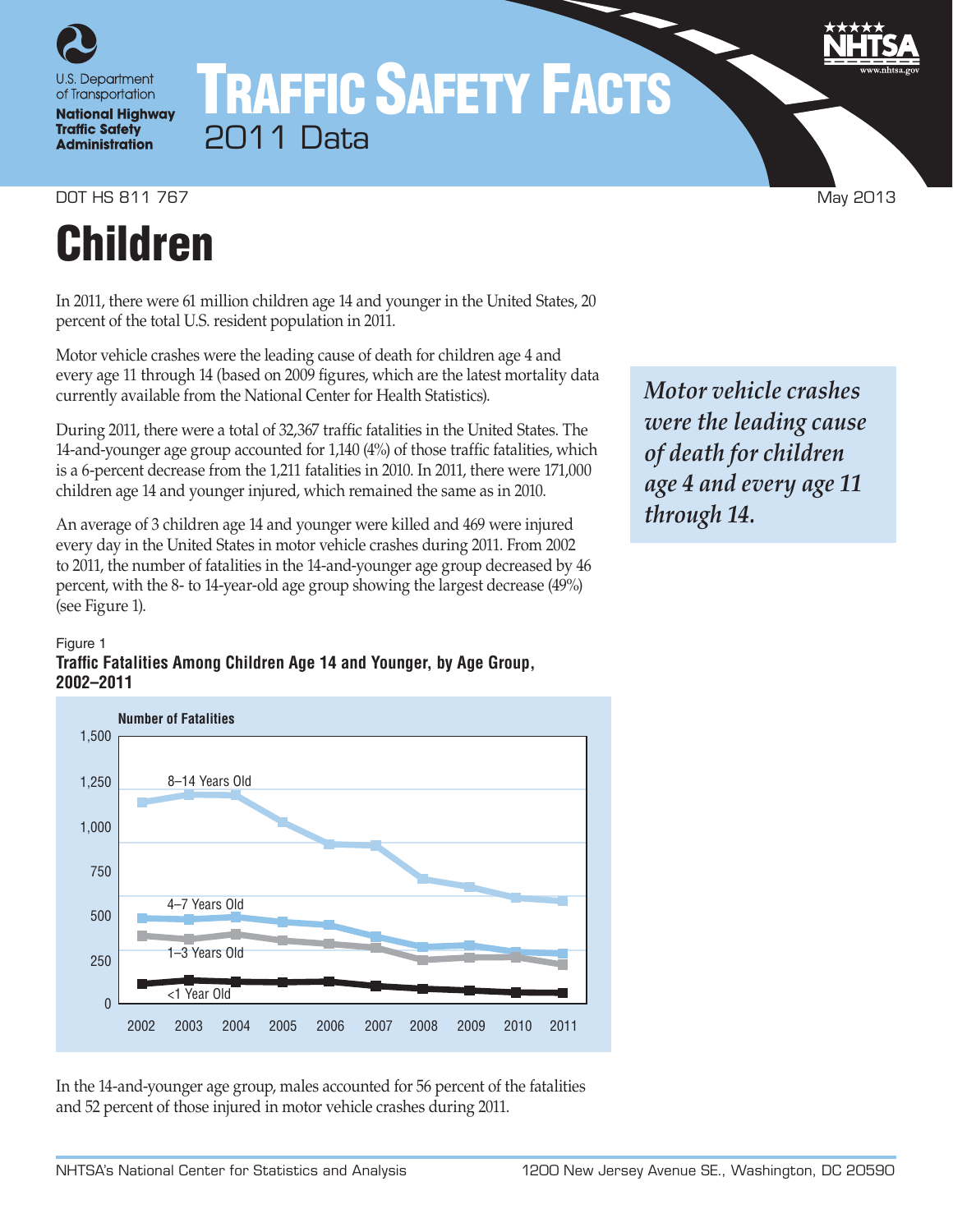# TRAFFIC SAFETY FACTS

2011 Data

DOT HS 811 767 May 2013

# Children

In 2011, there were 61 million children age 14 and younger in the United States, 20 percent of the total U.S. resident population in 2011.

Motor vehicle crashes were the leading cause of death for children age 4 and every age 11 through 14 (based on 2009 figures, which are the latest mortality data currently available from the National Center for Health Statistics).

*Motor vehicle crashes were the leading cause of death for children age 4 and every age 11 through 14.*

During 2011, there were a total of 32,367 traffic fatalities in the United States. The 14-and-younger age group accounted for 1,140 (4%) of those traffic fatalities, which is a 6-percent decrease from the 1,211 fatalities in 2010. In 2011, there were 171,000 children age 14 and younger injured, which remained the same as in 2010.

An average of 3 children age 14 and younger were killed and 469 were injured every day in the United States in motor vehicle crashes during 2011. From 2002 to 2011, the number of fatalities in the 14-and-younger age group decreased by 46 percent, with the 8- to 14-year-old age group showing the largest decrease (49%) (see Figure 1).

Figure 1
**Traffic Fatalities Among Children Age 14 and Younger, by Age Group, 2002–2011**

In the 14-and-younger age group, males accounted for 56 percent of the fatalities and 52 percent of those injured in motor vehicle crashes during 2011.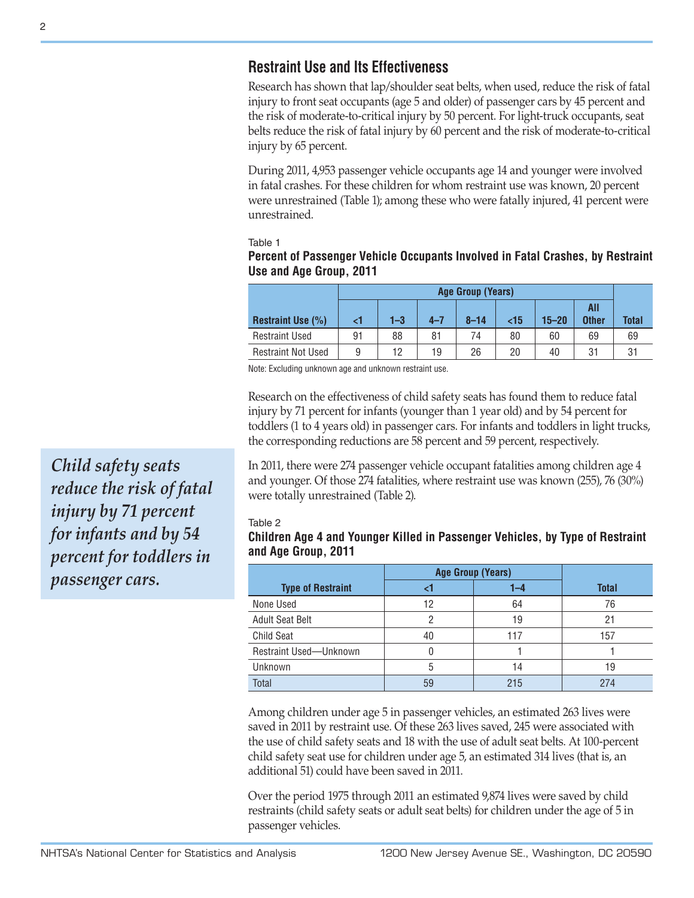## Restraint Use and Its Effectiveness

Research has shown that lap/shoulder seat belts, when used, reduce the risk of fatal injury to front seat occupants (age 5 and older) of passenger cars by 45 percent and the risk of moderate-to-critical injury by 50 percent. For light-truck occupants, seat belts reduce the risk of fatal injury by 60 percent and the risk of moderate-to-critical injury by 65 percent.

During 2011, 4,953 passenger vehicle occupants age 14 and younger were involved in fatal crashes. For these children for whom restraint use was known, 20 percent were unrestrained (Table 1); among these who were fatally injured, 41 percent were unrestrained.

Table 1

**Percent of Passenger Vehicle Occupants Involved in Fatal Crashes, by Restraint Use and Age Group, 2011**

| Restraint Use (%) | Age Group (Years) | | | | | | | Total |
|---|---|---|---|---|---|---|---|---|
| | <1 | 1–3 | 4–7 | 8–14 | <15 | 15–20 | All Other | |
| Restraint Used | 91 | 88 | 81 | 74 | 80 | 60 | 69 | 69 |
| Restraint Not Used | 9 | 12 | 19 | 26 | 20 | 40 | 31 | 31 |

Note: Excluding unknown age and unknown restraint use.

Research on the effectiveness of child safety seats has found them to reduce fatal injury by 71 percent for infants (younger than 1 year old) and by 54 percent for toddlers (1 to 4 years old) in passenger cars. For infants and toddlers in light trucks, the corresponding reductions are 58 percent and 59 percent, respectively.

*Child safety seats reduce the risk of fatal injury by 71 percent for infants and by 54 percent for toddlers in passenger cars.*

In 2011, there were 274 passenger vehicle occupant fatalities among children age 4 and younger. Of those 274 fatalities, where restraint use was known (255), 76 (30%) were totally unrestrained (Table 2).

Table 2

**Children Age 4 and Younger Killed in Passenger Vehicles, by Type of Restraint and Age Group, 2011**

| Type of Restraint | Age Group (Years) | | Total |
|---|---|---|---|
| | <1 | 1–4 | |
| None Used | 12 | 64 | 76 |
| Adult Seat Belt | 2 | 19 | 21 |
| Child Seat | 40 | 117 | 157 |
| Restraint Used—Unknown | 0 | 1 | 1 |
| Unknown | 5 | 14 | 19 |
| Total | 59 | 215 | 274 |

Among children under age 5 in passenger vehicles, an estimated 263 lives were saved in 2011 by restraint use. Of these 263 lives saved, 245 were associated with the use of child safety seats and 18 with the use of adult seat belts. At 100-percent child safety seat use for children under age 5, an estimated 314 lives (that is, an additional 51) could have been saved in 2011.

Over the period 1975 through 2011 an estimated 9,874 lives were saved by child restraints (child safety seats or adult seat belts) for children under the age of 5 in passenger vehicles.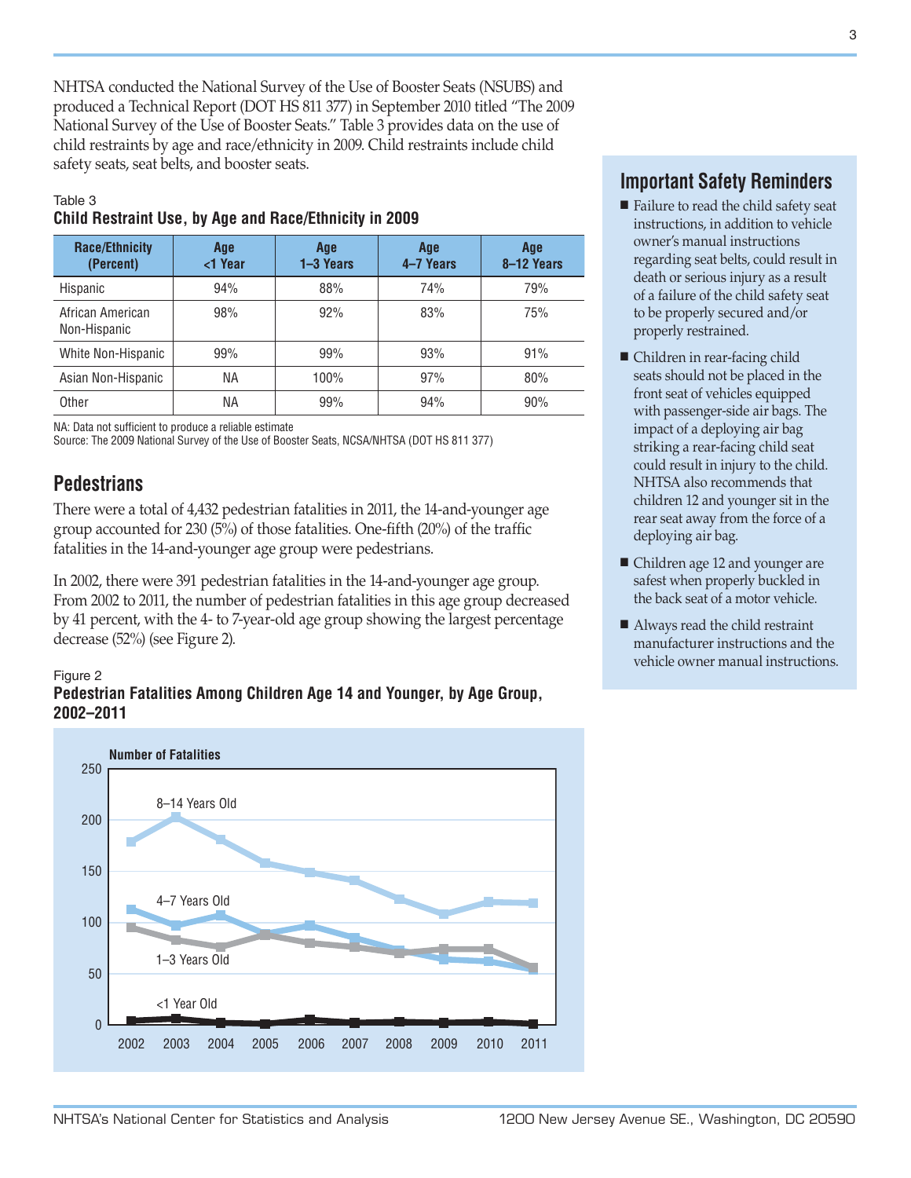NHTSA conducted the National Survey of the Use of Booster Seats (NSUBS) and produced a Technical Report (DOT HS 811 377) in September 2010 titled "The 2009 National Survey of the Use of Booster Seats." Table 3 provides data on the use of child restraints by age and race/ethnicity in 2009. Child restraints include child safety seats, seat belts, and booster seats.

Table 3
**Child Restraint Use, by Age and Race/Ethnicity in 2009**

| Race/Ethnicity (Percent) | Age <1 Year | Age 1–3 Years | Age 4–7 Years | Age 8–12 Years |
|---|---|---|---|---|
| Hispanic | 94% | 88% | 74% | 79% |
| African American Non-Hispanic | 98% | 92% | 83% | 75% |
| White Non-Hispanic | 99% | 99% | 93% | 91% |
| Asian Non-Hispanic | NA | 100% | 97% | 80% |
| Other | NA | 99% | 94% | 90% |

NA: Data not sufficient to produce a reliable estimate
Source: The 2009 National Survey of the Use of Booster Seats, NCSA/NHTSA (DOT HS 811 377)

## Pedestrians

There were a total of 4,432 pedestrian fatalities in 2011, the 14-and-younger age group accounted for 230 (5%) of those fatalities. One-fifth (20%) of the traffic fatalities in the 14-and-younger age group were pedestrians.

In 2002, there were 391 pedestrian fatalities in the 14-and-younger age group. From 2002 to 2011, the number of pedestrian fatalities in this age group decreased by 41 percent, with the 4- to 7-year-old age group showing the largest percentage decrease (52%) (see Figure 2).

Figure 2
**Pedestrian Fatalities Among Children Age 14 and Younger, by Age Group, 2002–2011**

## Important Safety Reminders

- Failure to read the child safety seat instructions, in addition to vehicle owner's manual instructions regarding seat belts, could result in death or serious injury as a result of a failure of the child safety seat to be properly secured and/or properly restrained.
- Children in rear-facing child seats should not be placed in the front seat of vehicles equipped with passenger-side air bags. The impact of a deploying air bag striking a rear-facing child seat could result in injury to the child. NHTSA also recommends that children 12 and younger sit in the rear seat away from the force of a deploying air bag.
- Children age 12 and younger are safest when properly buckled in the back seat of a motor vehicle.
- Always read the child restraint manufacturer instructions and the vehicle owner manual instructions.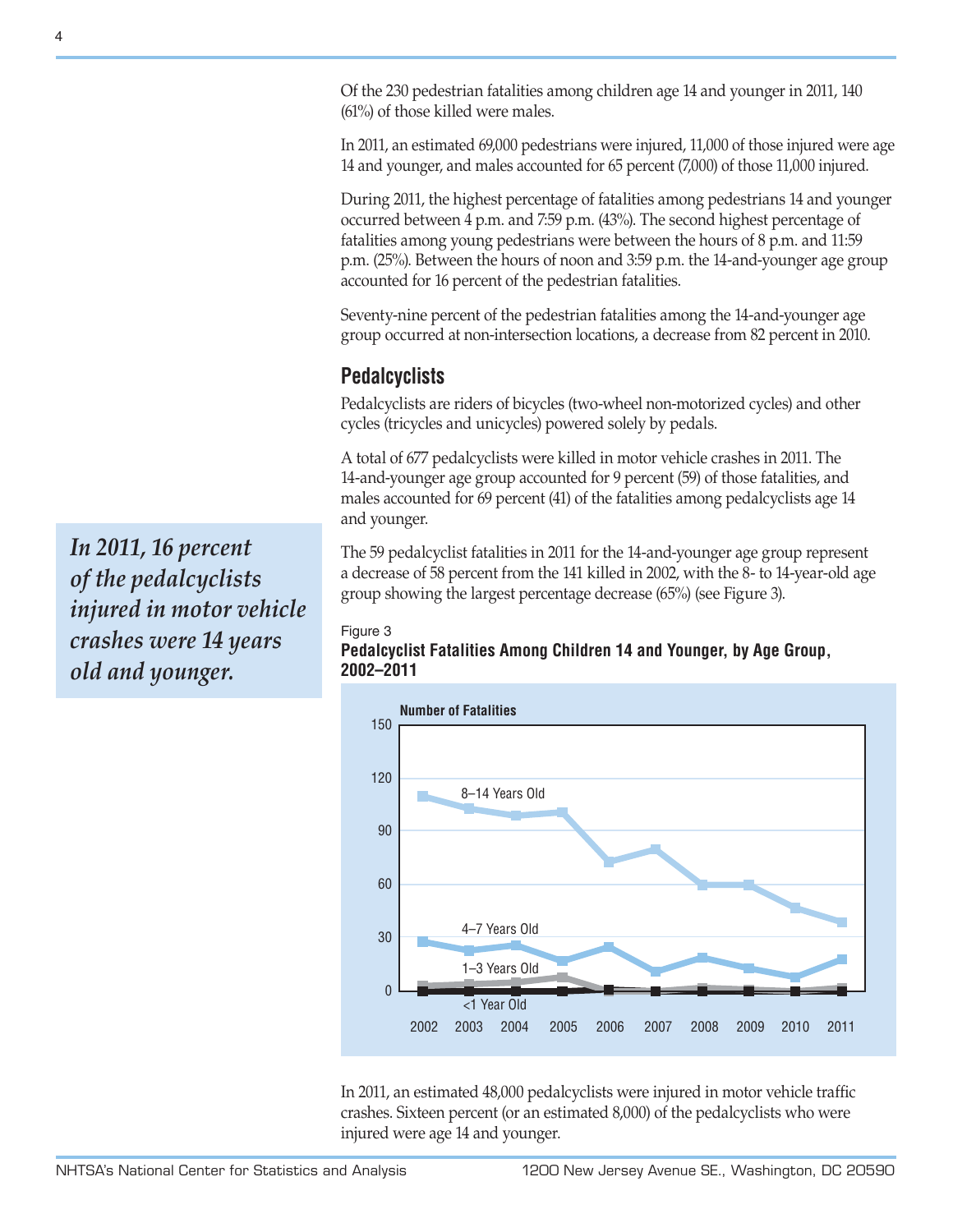Of the 230 pedestrian fatalities among children age 14 and younger in 2011, 140 (61%) of those killed were males.

In 2011, an estimated 69,000 pedestrians were injured, 11,000 of those injured were age 14 and younger, and males accounted for 65 percent (7,000) of those 11,000 injured.

During 2011, the highest percentage of fatalities among pedestrians 14 and younger occurred between 4 p.m. and 7:59 p.m. (43%). The second highest percentage of fatalities among young pedestrians were between the hours of 8 p.m. and 11:59 p.m. (25%). Between the hours of noon and 3:59 p.m. the 14-and-younger age group accounted for 16 percent of the pedestrian fatalities.

Seventy-nine percent of the pedestrian fatalities among the 14-and-younger age group occurred at non-intersection locations, a decrease from 82 percent in 2010.

## Pedalcyclists

Pedalcyclists are riders of bicycles (two-wheel non-motorized cycles) and other cycles (tricycles and unicycles) powered solely by pedals.

A total of 677 pedalcyclists were killed in motor vehicle crashes in 2011. The 14-and-younger age group accounted for 9 percent (59) of those fatalities, and males accounted for 69 percent (41) of the fatalities among pedalcyclists age 14 and younger.

*In 2011, 16 percent of the pedalcyclists injured in motor vehicle crashes were 14 years old and younger.*

The 59 pedalcyclist fatalities in 2011 for the 14-and-younger age group represent a decrease of 58 percent from the 141 killed in 2002, with the 8- to 14-year-old age group showing the largest percentage decrease (65%) (see Figure 3).

Figure 3
**Pedalcyclist Fatalities Among Children 14 and Younger, by Age Group, 2002–2011**

In 2011, an estimated 48,000 pedalcyclists were injured in motor vehicle traffic crashes. Sixteen percent (or an estimated 8,000) of the pedalcyclists who were injured were age 14 and younger.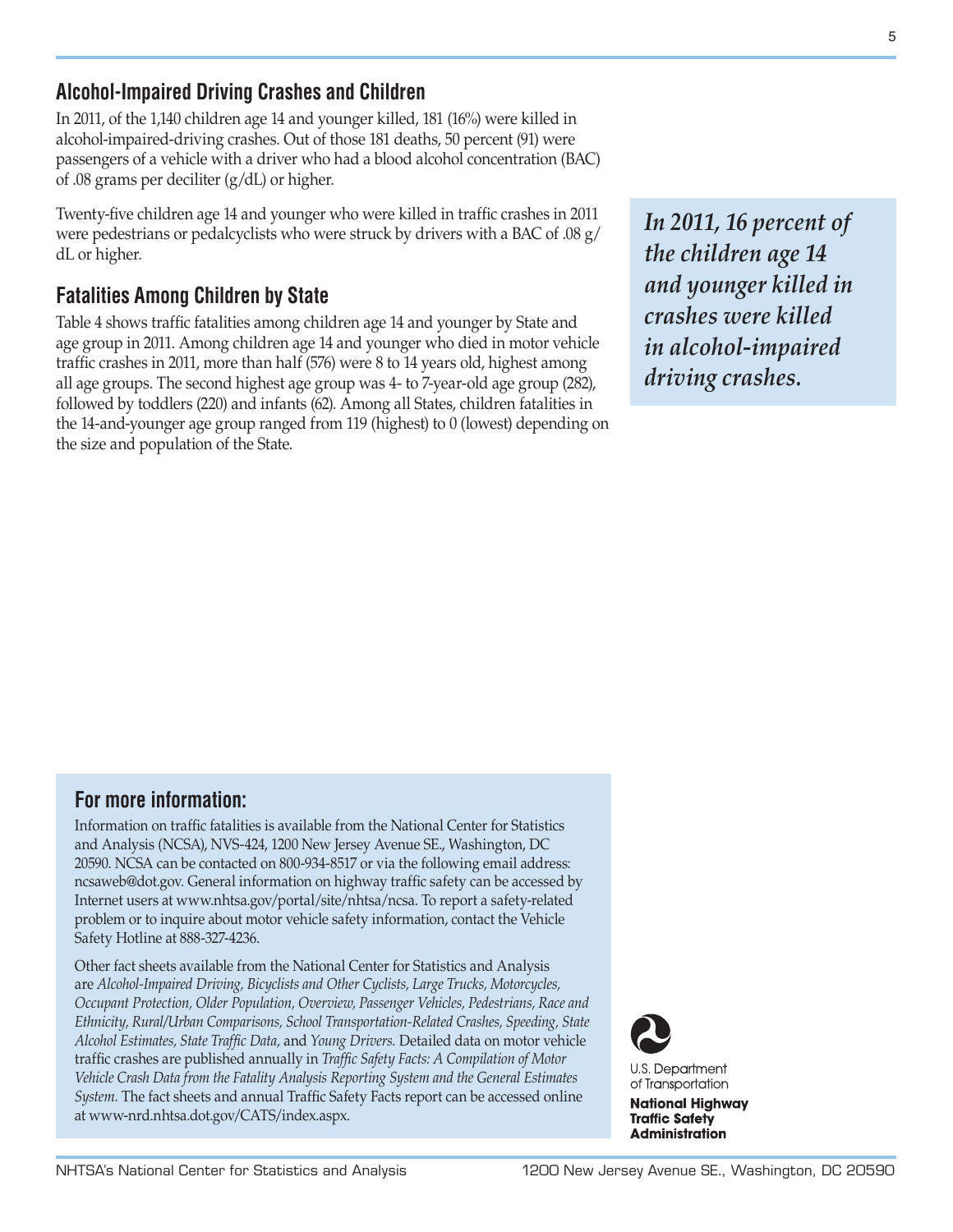## Alcohol-Impaired Driving Crashes and Children

In 2011, of the 1,140 children age 14 and younger killed, 181 (16%) were killed in alcohol-impaired-driving crashes. Out of those 181 deaths, 50 percent (91) were passengers of a vehicle with a driver who had a blood alcohol concentration (BAC) of .08 grams per deciliter (g/dL) or higher.

Twenty-five children age 14 and younger who were killed in traffic crashes in 2011 were pedestrians or pedalcyclists who were struck by drivers with a BAC of .08 g/dL or higher.

***In 2011, 16 percent of the children age 14 and younger killed in crashes were killed in alcohol-impaired driving crashes.***

## Fatalities Among Children by State

Table 4 shows traffic fatalities among children age 14 and younger by State and age group in 2011. Among children age 14 and younger who died in motor vehicle traffic crashes in 2011, more than half (576) were 8 to 14 years old, highest among all age groups. The second highest age group was 4- to 7-year-old age group (282), followed by toddlers (220) and infants (62). Among all States, children fatalities in the 14-and-younger age group ranged from 119 (highest) to 0 (lowest) depending on the size and population of the State.

### For more information:

Information on traffic fatalities is available from the National Center for Statistics and Analysis (NCSA), NVS-424, 1200 New Jersey Avenue SE., Washington, DC 20590. NCSA can be contacted on 800-934-8517 or via the following email address: ncsaweb@dot.gov. General information on highway traffic safety can be accessed by Internet users at www.nhtsa.gov/portal/site/nhtsa/ncsa. To report a safety-related problem or to inquire about motor vehicle safety information, contact the Vehicle Safety Hotline at 888-327-4236.

Other fact sheets available from the National Center for Statistics and Analysis are *Alcohol-Impaired Driving, Bicyclists and Other Cyclists, Large Trucks, Motorcycles, Occupant Protection, Older Population, Overview, Passenger Vehicles, Pedestrians, Race and Ethnicity, Rural/Urban Comparisons, School Transportation-Related Crashes, Speeding, State Alcohol Estimates, State Traffic Data,* and *Young Drivers.* Detailed data on motor vehicle traffic crashes are published annually in *Traffic Safety Facts: A Compilation of Motor Vehicle Crash Data from the Fatality Analysis Reporting System and the General Estimates System.* The fact sheets and annual Traffic Safety Facts report can be accessed online at www-nrd.nhtsa.dot.gov/CATS/index.aspx.

U.S. Department of Transportation

**National Highway Traffic Safety Administration**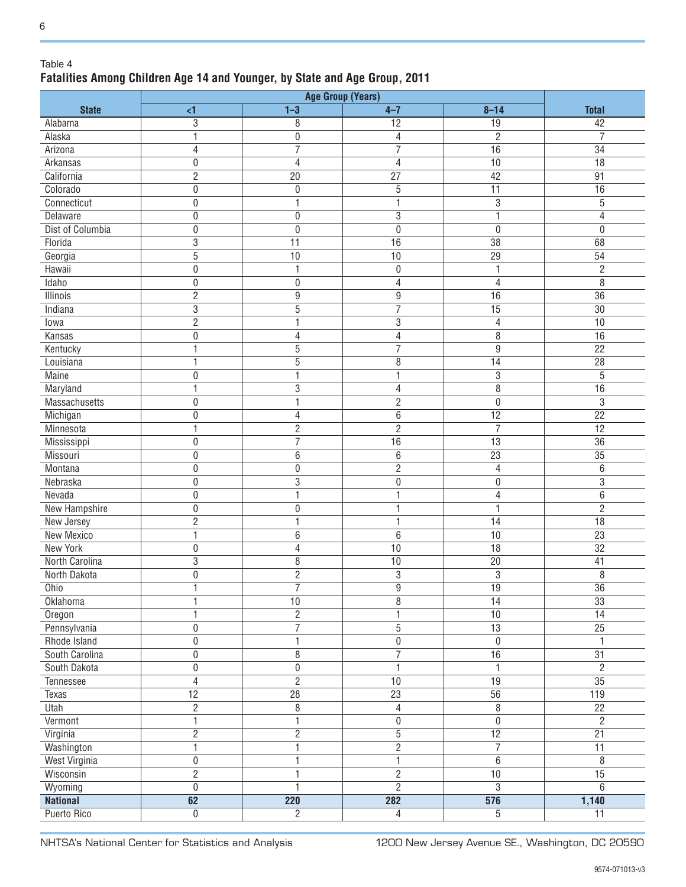Table 4

**Fatalities Among Children Age 14 and Younger, by State and Age Group, 2011**

| State | Age Group (Years) | | | | Total |
|---|---|---|---|---|---|
| | <1 | 1–3 | 4–7 | 8–14 | |
| Alabama | 3 | 8 | 12 | 19 | 42 |
| Alaska | 1 | 0 | 4 | 2 | 7 |
| Arizona | 4 | 7 | 7 | 16 | 34 |
| Arkansas | 0 | 4 | 4 | 10 | 18 |
| California | 2 | 20 | 27 | 42 | 91 |
| Colorado | 0 | 0 | 5 | 11 | 16 |
| Connecticut | 0 | 1 | 1 | 3 | 5 |
| Delaware | 0 | 0 | 3 | 1 | 4 |
| Dist of Columbia | 0 | 0 | 0 | 0 | 0 |
| Florida | 3 | 11 | 16 | 38 | 68 |
| Georgia | 5 | 10 | 10 | 29 | 54 |
| Hawaii | 0 | 1 | 0 | 1 | 2 |
| Idaho | 0 | 0 | 4 | 4 | 8 |
| Illinois | 2 | 9 | 9 | 16 | 36 |
| Indiana | 3 | 5 | 7 | 15 | 30 |
| Iowa | 2 | 1 | 3 | 4 | 10 |
| Kansas | 0 | 4 | 4 | 8 | 16 |
| Kentucky | 1 | 5 | 7 | 9 | 22 |
| Louisiana | 1 | 5 | 8 | 14 | 28 |
| Maine | 0 | 1 | 1 | 3 | 5 |
| Maryland | 1 | 3 | 4 | 8 | 16 |
| Massachusetts | 0 | 1 | 2 | 0 | 3 |
| Michigan | 0 | 4 | 6 | 12 | 22 |
| Minnesota | 1 | 2 | 2 | 7 | 12 |
| Mississippi | 0 | 7 | 16 | 13 | 36 |
| Missouri | 0 | 6 | 6 | 23 | 35 |
| Montana | 0 | 0 | 2 | 4 | 6 |
| Nebraska | 0 | 3 | 0 | 0 | 3 |
| Nevada | 0 | 1 | 1 | 4 | 6 |
| New Hampshire | 0 | 0 | 1 | 1 | 2 |
| New Jersey | 2 | 1 | 1 | 14 | 18 |
| New Mexico | 1 | 6 | 6 | 10 | 23 |
| New York | 0 | 4 | 10 | 18 | 32 |
| North Carolina | 3 | 8 | 10 | 20 | 41 |
| North Dakota | 0 | 2 | 3 | 3 | 8 |
| Ohio | 1 | 7 | 9 | 19 | 36 |
| Oklahoma | 1 | 10 | 8 | 14 | 33 |
| Oregon | 1 | 2 | 1 | 10 | 14 |
| Pennsylvania | 0 | 7 | 5 | 13 | 25 |
| Rhode Island | 0 | 1 | 0 | 0 | 1 |
| South Carolina | 0 | 8 | 7 | 16 | 31 |
| South Dakota | 0 | 0 | 1 | 1 | 2 |
| Tennessee | 4 | 2 | 10 | 19 | 35 |
| Texas | 12 | 28 | 23 | 56 | 119 |
| Utah | 2 | 8 | 4 | 8 | 22 |
| Vermont | 1 | 1 | 0 | 0 | 2 |
| Virginia | 2 | 2 | 5 | 12 | 21 |
| Washington | 1 | 1 | 2 | 7 | 11 |
| West Virginia | 0 | 1 | 1 | 6 | 8 |
| Wisconsin | 2 | 1 | 2 | 10 | 15 |
| Wyoming | 0 | 1 | 2 | 3 | 6 |
| **National** | **62** | **220** | **282** | **576** | **1,140** |
| Puerto Rico | 0 | 2 | 4 | 5 | 11 |

NHTSA's National Center for Statistics and Analysis 1200 New Jersey Avenue SE., Washington, DC 20590

9574-071013-v3